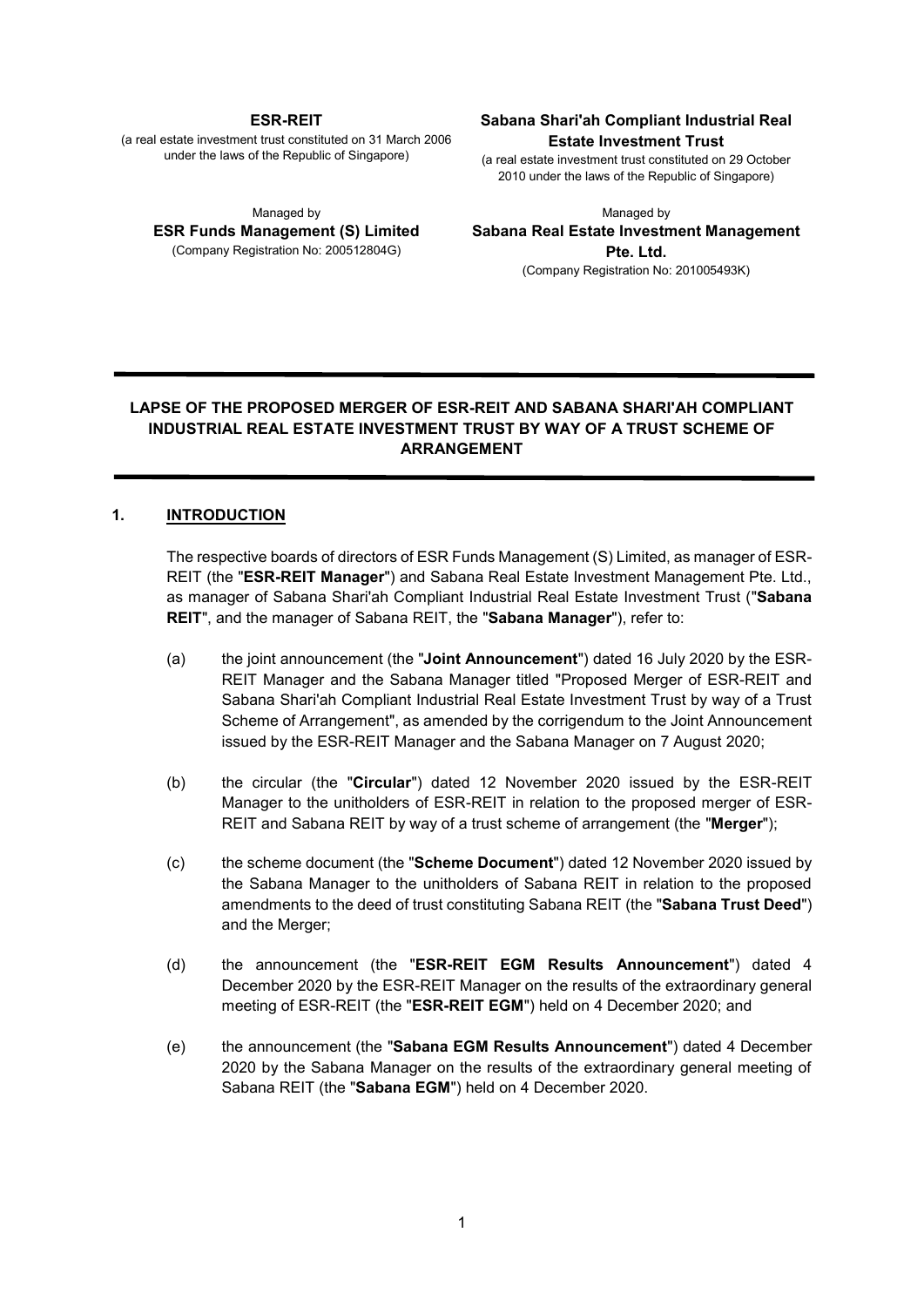**ESR-REIT**

(a real estate investment trust constituted on 31 March 2006 under the laws of the Republic of Singapore)

Managed by
**ESR Funds Management (S) Limited**
(Company Registration No: 200512804G)

**Sabana Shari'ah Compliant Industrial Real Estate Investment Trust**

(a real estate investment trust constituted on 29 October 2010 under the laws of the Republic of Singapore)

Managed by
**Sabana Real Estate Investment Management Pte. Ltd.**
(Company Registration No: 201005493K)

---

**LAPSE OF THE PROPOSED MERGER OF ESR-REIT AND SABANA SHARI'AH COMPLIANT INDUSTRIAL REAL ESTATE INVESTMENT TRUST BY WAY OF A TRUST SCHEME OF ARRANGEMENT**

---

## 1. INTRODUCTION

The respective boards of directors of ESR Funds Management (S) Limited, as manager of ESR-REIT (the "**ESR-REIT Manager**") and Sabana Real Estate Investment Management Pte. Ltd., as manager of Sabana Shari'ah Compliant Industrial Real Estate Investment Trust ("**Sabana REIT**", and the manager of Sabana REIT, the "**Sabana Manager**"), refer to:

(a) the joint announcement (the "**Joint Announcement**") dated 16 July 2020 by the ESR-REIT Manager and the Sabana Manager titled "Proposed Merger of ESR-REIT and Sabana Shari'ah Compliant Industrial Real Estate Investment Trust by way of a Trust Scheme of Arrangement", as amended by the corrigendum to the Joint Announcement issued by the ESR-REIT Manager and the Sabana Manager on 7 August 2020;

(b) the circular (the "**Circular**") dated 12 November 2020 issued by the ESR-REIT Manager to the unitholders of ESR-REIT in relation to the proposed merger of ESR-REIT and Sabana REIT by way of a trust scheme of arrangement (the "**Merger**");

(c) the scheme document (the "**Scheme Document**") dated 12 November 2020 issued by the Sabana Manager to the unitholders of Sabana REIT in relation to the proposed amendments to the deed of trust constituting Sabana REIT (the "**Sabana Trust Deed**") and the Merger;

(d) the announcement (the "**ESR-REIT EGM Results Announcement**") dated 4 December 2020 by the ESR-REIT Manager on the results of the extraordinary general meeting of ESR-REIT (the "**ESR-REIT EGM**") held on 4 December 2020; and

(e) the announcement (the "**Sabana EGM Results Announcement**") dated 4 December 2020 by the Sabana Manager on the results of the extraordinary general meeting of Sabana REIT (the "**Sabana EGM**") held on 4 December 2020.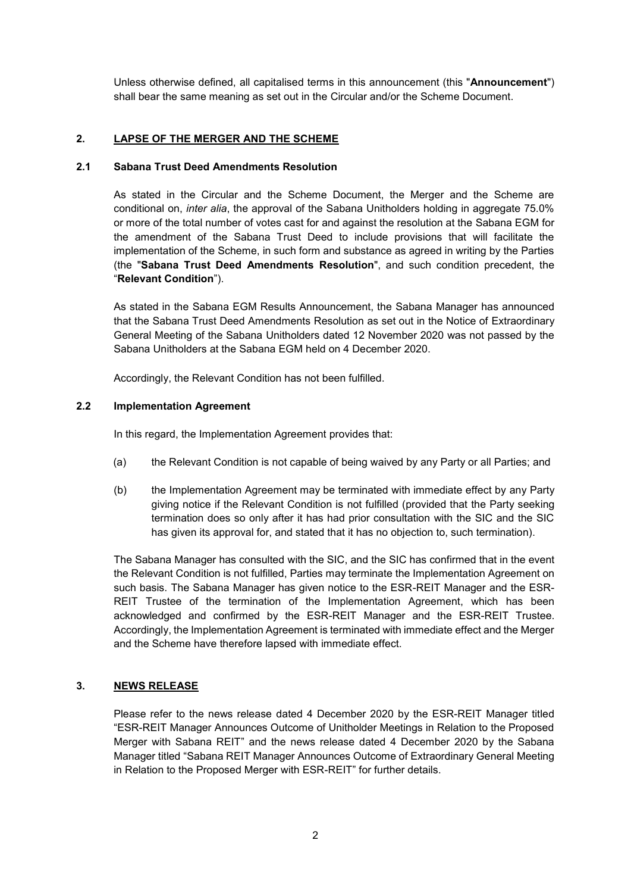Unless otherwise defined, all capitalised terms in this announcement (this "**Announcement**") shall bear the same meaning as set out in the Circular and/or the Scheme Document.

## 2. LAPSE OF THE MERGER AND THE SCHEME

### 2.1 Sabana Trust Deed Amendments Resolution

As stated in the Circular and the Scheme Document, the Merger and the Scheme are conditional on, *inter alia*, the approval of the Sabana Unitholders holding in aggregate 75.0% or more of the total number of votes cast for and against the resolution at the Sabana EGM for the amendment of the Sabana Trust Deed to include provisions that will facilitate the implementation of the Scheme, in such form and substance as agreed in writing by the Parties (the "**Sabana Trust Deed Amendments Resolution**", and such condition precedent, the "**Relevant Condition**").

As stated in the Sabana EGM Results Announcement, the Sabana Manager has announced that the Sabana Trust Deed Amendments Resolution as set out in the Notice of Extraordinary General Meeting of the Sabana Unitholders dated 12 November 2020 was not passed by the Sabana Unitholders at the Sabana EGM held on 4 December 2020.

Accordingly, the Relevant Condition has not been fulfilled.

### 2.2 Implementation Agreement

In this regard, the Implementation Agreement provides that:

(a) the Relevant Condition is not capable of being waived by any Party or all Parties; and

(b) the Implementation Agreement may be terminated with immediate effect by any Party giving notice if the Relevant Condition is not fulfilled (provided that the Party seeking termination does so only after it has had prior consultation with the SIC and the SIC has given its approval for, and stated that it has no objection to, such termination).

The Sabana Manager has consulted with the SIC, and the SIC has confirmed that in the event the Relevant Condition is not fulfilled, Parties may terminate the Implementation Agreement on such basis. The Sabana Manager has given notice to the ESR-REIT Manager and the ESR-REIT Trustee of the termination of the Implementation Agreement, which has been acknowledged and confirmed by the ESR-REIT Manager and the ESR-REIT Trustee. Accordingly, the Implementation Agreement is terminated with immediate effect and the Merger and the Scheme have therefore lapsed with immediate effect.

## 3. NEWS RELEASE

Please refer to the news release dated 4 December 2020 by the ESR-REIT Manager titled "ESR-REIT Manager Announces Outcome of Unitholder Meetings in Relation to the Proposed Merger with Sabana REIT" and the news release dated 4 December 2020 by the Sabana Manager titled "Sabana REIT Manager Announces Outcome of Extraordinary General Meeting in Relation to the Proposed Merger with ESR-REIT" for further details.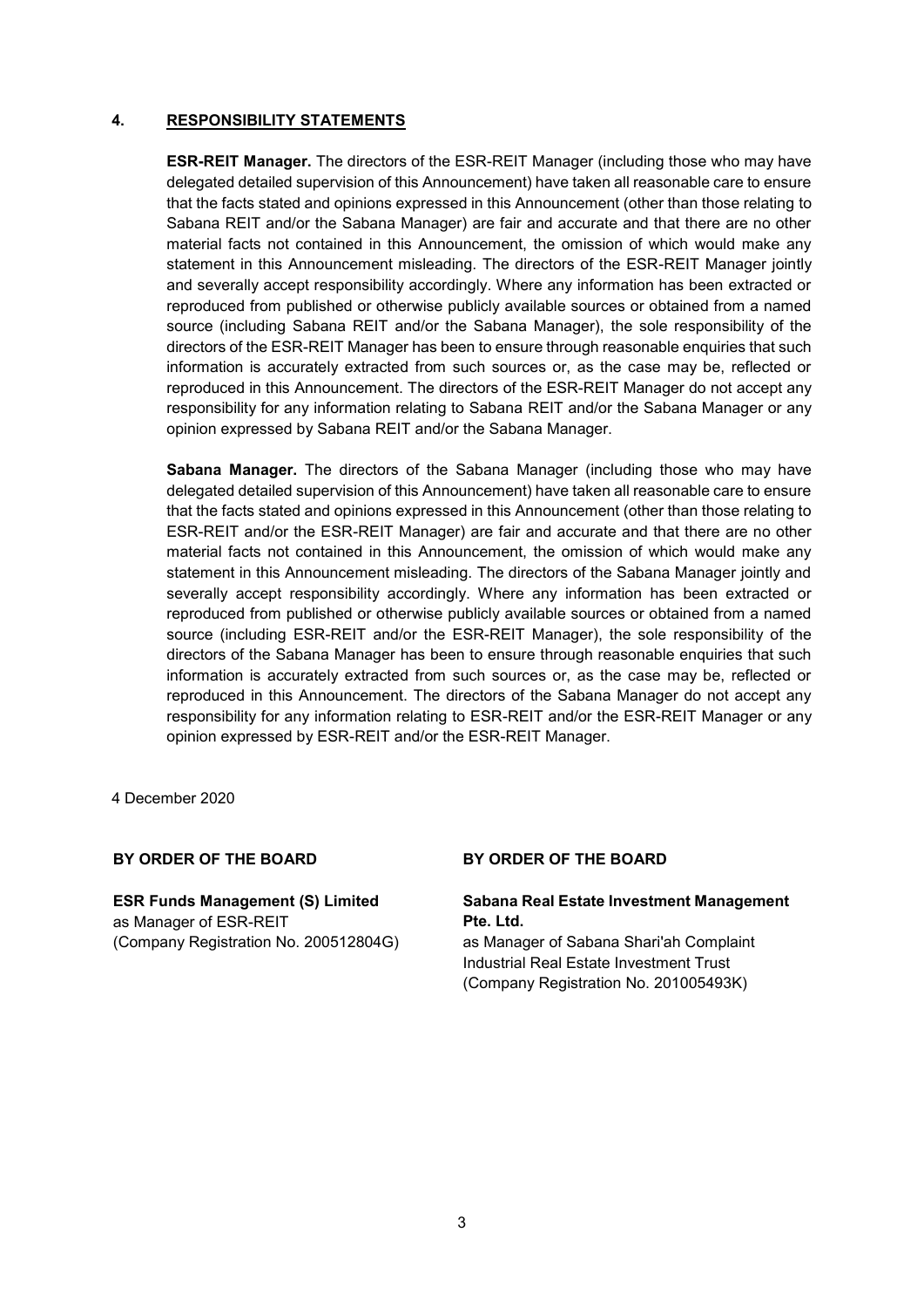## 4. RESPONSIBILITY STATEMENTS

**ESR-REIT Manager.** The directors of the ESR-REIT Manager (including those who may have delegated detailed supervision of this Announcement) have taken all reasonable care to ensure that the facts stated and opinions expressed in this Announcement (other than those relating to Sabana REIT and/or the Sabana Manager) are fair and accurate and that there are no other material facts not contained in this Announcement, the omission of which would make any statement in this Announcement misleading. The directors of the ESR-REIT Manager jointly and severally accept responsibility accordingly. Where any information has been extracted or reproduced from published or otherwise publicly available sources or obtained from a named source (including Sabana REIT and/or the Sabana Manager), the sole responsibility of the directors of the ESR-REIT Manager has been to ensure through reasonable enquiries that such information is accurately extracted from such sources or, as the case may be, reflected or reproduced in this Announcement. The directors of the ESR-REIT Manager do not accept any responsibility for any information relating to Sabana REIT and/or the Sabana Manager or any opinion expressed by Sabana REIT and/or the Sabana Manager.

**Sabana Manager.** The directors of the Sabana Manager (including those who may have delegated detailed supervision of this Announcement) have taken all reasonable care to ensure that the facts stated and opinions expressed in this Announcement (other than those relating to ESR-REIT and/or the ESR-REIT Manager) are fair and accurate and that there are no other material facts not contained in this Announcement, the omission of which would make any statement in this Announcement misleading. The directors of the Sabana Manager jointly and severally accept responsibility accordingly. Where any information has been extracted or reproduced from published or otherwise publicly available sources or obtained from a named source (including ESR-REIT and/or the ESR-REIT Manager), the sole responsibility of the directors of the Sabana Manager has been to ensure through reasonable enquiries that such information is accurately extracted from such sources or, as the case may be, reflected or reproduced in this Announcement. The directors of the Sabana Manager do not accept any responsibility for any information relating to ESR-REIT and/or the ESR-REIT Manager or any opinion expressed by ESR-REIT and/or the ESR-REIT Manager.

4 December 2020

**BY ORDER OF THE BOARD**

**ESR Funds Management (S) Limited**
as Manager of ESR-REIT
(Company Registration No. 200512804G)

**BY ORDER OF THE BOARD**

**Sabana Real Estate Investment Management Pte. Ltd.**
as Manager of Sabana Shari'ah Complaint Industrial Real Estate Investment Trust
(Company Registration No. 201005493K)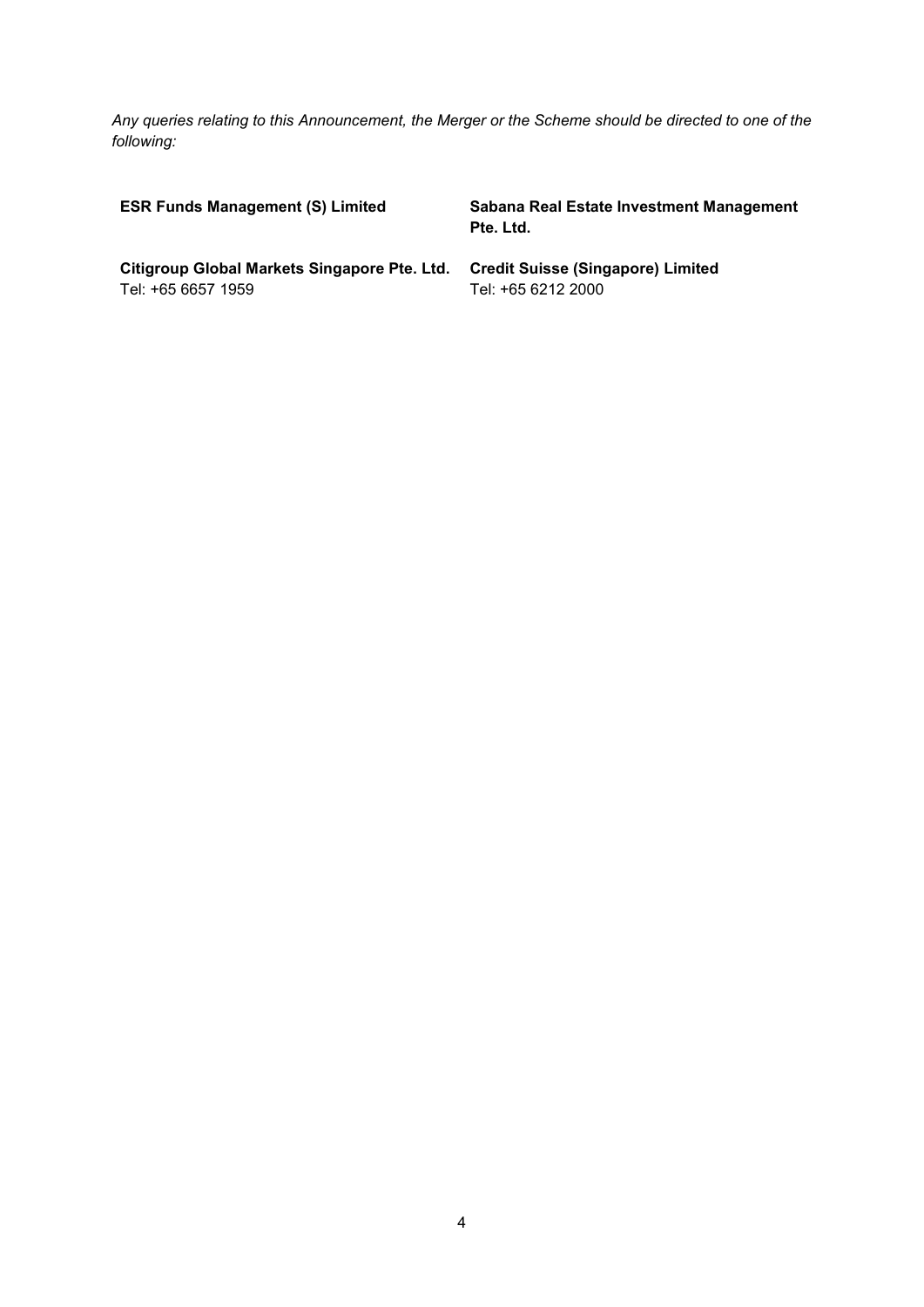*Any queries relating to this Announcement, the Merger or the Scheme should be directed to one of the following:*

**ESR Funds Management (S) Limited**

**Citigroup Global Markets Singapore Pte. Ltd.**
Tel: +65 6657 1959

**Sabana Real Estate Investment Management Pte. Ltd.**

**Credit Suisse (Singapore) Limited**
Tel: +65 6212 2000